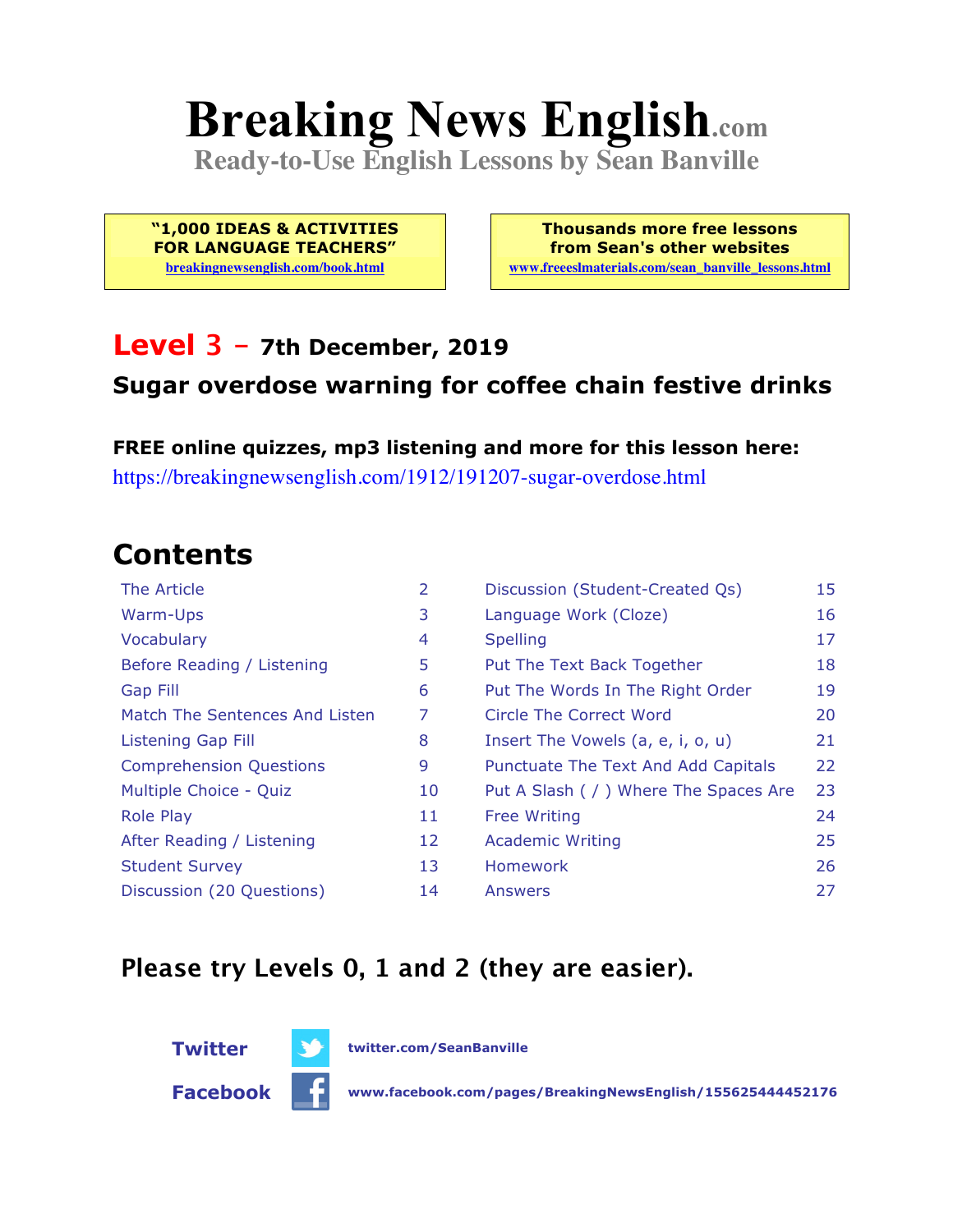# Breaking News English.com

**Ready-to-Use English Lessons by Sean Banville**

**"1,000 IDEAS & ACTIVITIES FOR LANGUAGE TEACHERS"**
breakingnewsenglish.com/book.html

**Thousands more free lessons from Sean's other websites**
www.freeeslmaterials.com/sean_banville_lessons.html

## Level 3 – 7th December, 2019

### Sugar overdose warning for coffee chain festive drinks

**FREE online quizzes, mp3 listening and more for this lesson here:**
https://breakingnewsenglish.com/1912/191207-sugar-overdose.html

## Contents

| | | | |
|---|---|---|---|
| The Article | 2 | Discussion (Student-Created Qs) | 15 |
| Warm-Ups | 3 | Language Work (Cloze) | 16 |
| Vocabulary | 4 | Spelling | 17 |
| Before Reading / Listening | 5 | Put The Text Back Together | 18 |
| Gap Fill | 6 | Put The Words In The Right Order | 19 |
| Match The Sentences And Listen | 7 | Circle The Correct Word | 20 |
| Listening Gap Fill | 8 | Insert The Vowels (a, e, i, o, u) | 21 |
| Comprehension Questions | 9 | Punctuate The Text And Add Capitals | 22 |
| Multiple Choice - Quiz | 10 | Put A Slash ( / ) Where The Spaces Are | 23 |
| Role Play | 11 | Free Writing | 24 |
| After Reading / Listening | 12 | Academic Writing | 25 |
| Student Survey | 13 | Homework | 26 |
| Discussion (20 Questions) | 14 | Answers | 27 |

**Please try Levels 0, 1 and 2 (they are easier).**

**Twitter** twitter.com/SeanBanville

**Facebook** www.facebook.com/pages/BreakingNewsEnglish/155625444452176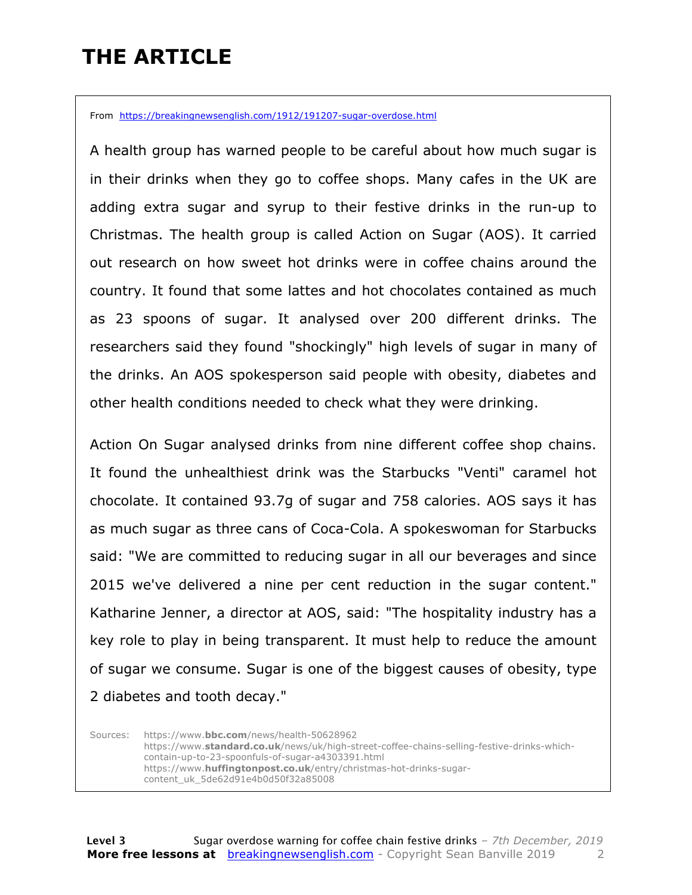# THE ARTICLE

From https://breakingnewsenglish.com/1912/191207-sugar-overdose.html

A health group has warned people to be careful about how much sugar is in their drinks when they go to coffee shops. Many cafes in the UK are adding extra sugar and syrup to their festive drinks in the run-up to Christmas. The health group is called Action on Sugar (AOS). It carried out research on how sweet hot drinks were in coffee chains around the country. It found that some lattes and hot chocolates contained as much as 23 spoons of sugar. It analysed over 200 different drinks. The researchers said they found "shockingly" high levels of sugar in many of the drinks. An AOS spokesperson said people with obesity, diabetes and other health conditions needed to check what they were drinking.

Action On Sugar analysed drinks from nine different coffee shop chains. It found the unhealthiest drink was the Starbucks "Venti" caramel hot chocolate. It contained 93.7g of sugar and 758 calories. AOS says it has as much sugar as three cans of Coca-Cola. A spokeswoman for Starbucks said: "We are committed to reducing sugar in all our beverages and since 2015 we've delivered a nine per cent reduction in the sugar content." Katharine Jenner, a director at AOS, said: "The hospitality industry has a key role to play in being transparent. It must help to reduce the amount of sugar we consume. Sugar is one of the biggest causes of obesity, type 2 diabetes and tooth decay."

Sources:
https://www.**bbc.com**/news/health-50628962
https://www.**standard.co.uk**/news/uk/high-street-coffee-chains-selling-festive-drinks-which-contain-up-to-23-spoonfuls-of-sugar-a4303391.html
https://www.**huffingtonpost.co.uk**/entry/christmas-hot-drinks-sugar-content_uk_5de62d91e4b0d50f32a85008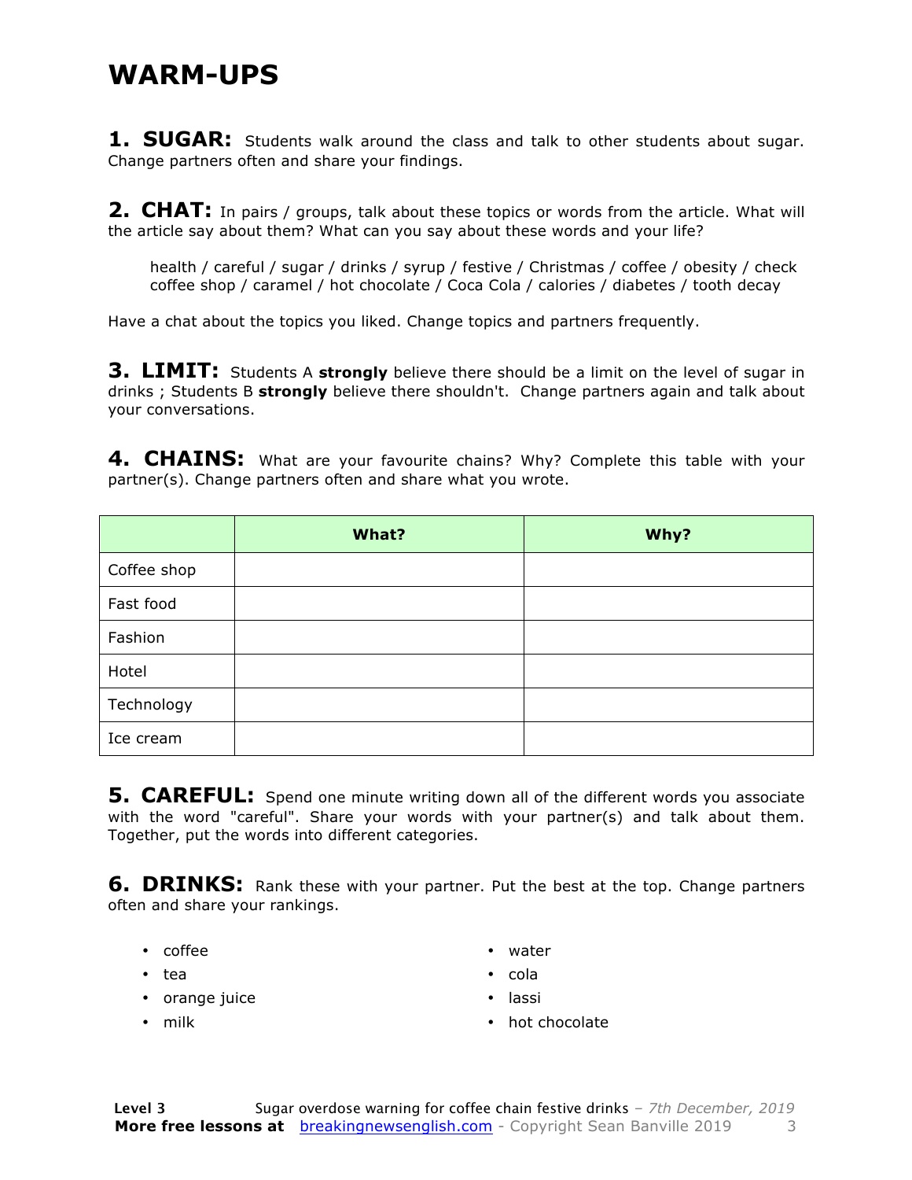# WARM-UPS

**1. SUGAR:** Students walk around the class and talk to other students about sugar. Change partners often and share your findings.

**2. CHAT:** In pairs / groups, talk about these topics or words from the article. What will the article say about them? What can you say about these words and your life?

> health / careful / sugar / drinks / syrup / festive / Christmas / coffee / obesity / check
> coffee shop / caramel / hot chocolate / Coca Cola / calories / diabetes / tooth decay

Have a chat about the topics you liked. Change topics and partners frequently.

**3. LIMIT:** Students A **strongly** believe there should be a limit on the level of sugar in drinks ; Students B **strongly** believe there shouldn't. Change partners again and talk about your conversations.

**4. CHAINS:** What are your favourite chains? Why? Complete this table with your partner(s). Change partners often and share what you wrote.

| | What? | Why? |
|---|---|---|
| Coffee shop | | |
| Fast food | | |
| Fashion | | |
| Hotel | | |
| Technology | | |
| Ice cream | | |

**5. CAREFUL:** Spend one minute writing down all of the different words you associate with the word "careful". Share your words with your partner(s) and talk about them. Together, put the words into different categories.

**6. DRINKS:** Rank these with your partner. Put the best at the top. Change partners often and share your rankings.

- coffee
- tea
- orange juice
- milk
- water
- cola
- lassi
- hot chocolate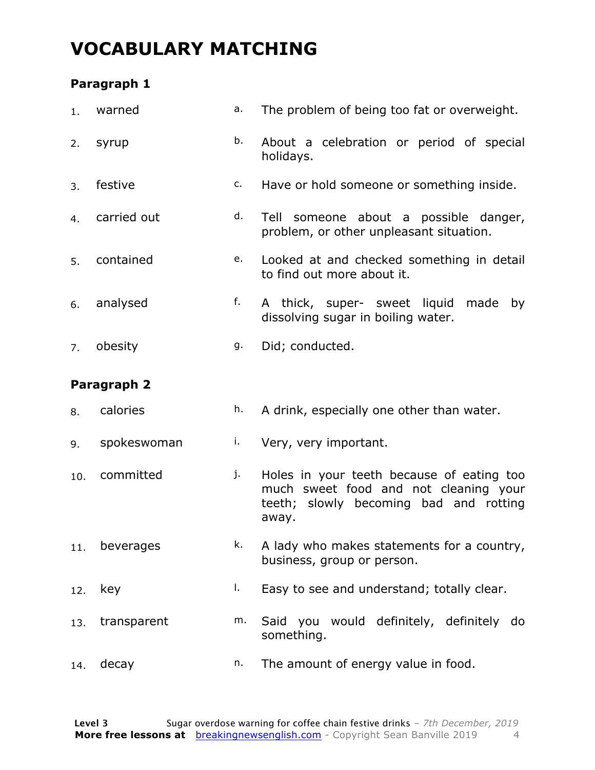# VOCABULARY MATCHING

### Paragraph 1

| | | | |
|---|---|---|---|
| 1. | warned | a. | The problem of being too fat or overweight. |
| 2. | syrup | b. | About a celebration or period of special holidays. |
| 3. | festive | c. | Have or hold someone or something inside. |
| 4. | carried out | d. | Tell someone about a possible danger, problem, or other unpleasant situation. |
| 5. | contained | e. | Looked at and checked something in detail to find out more about it. |
| 6. | analysed | f. | A thick, super- sweet liquid made by dissolving sugar in boiling water. |
| 7. | obesity | g. | Did; conducted. |

### Paragraph 2

| | | | |
|---|---|---|---|
| 8. | calories | h. | A drink, especially one other than water. |
| 9. | spokeswoman | i. | Very, very important. |
| 10. | committed | j. | Holes in your teeth because of eating too much sweet food and not cleaning your teeth; slowly becoming bad and rotting away. |
| 11. | beverages | k. | A lady who makes statements for a country, business, group or person. |
| 12. | key | l. | Easy to see and understand; totally clear. |
| 13. | transparent | m. | Said you would definitely, definitely do something. |
| 14. | decay | n. | The amount of energy value in food. |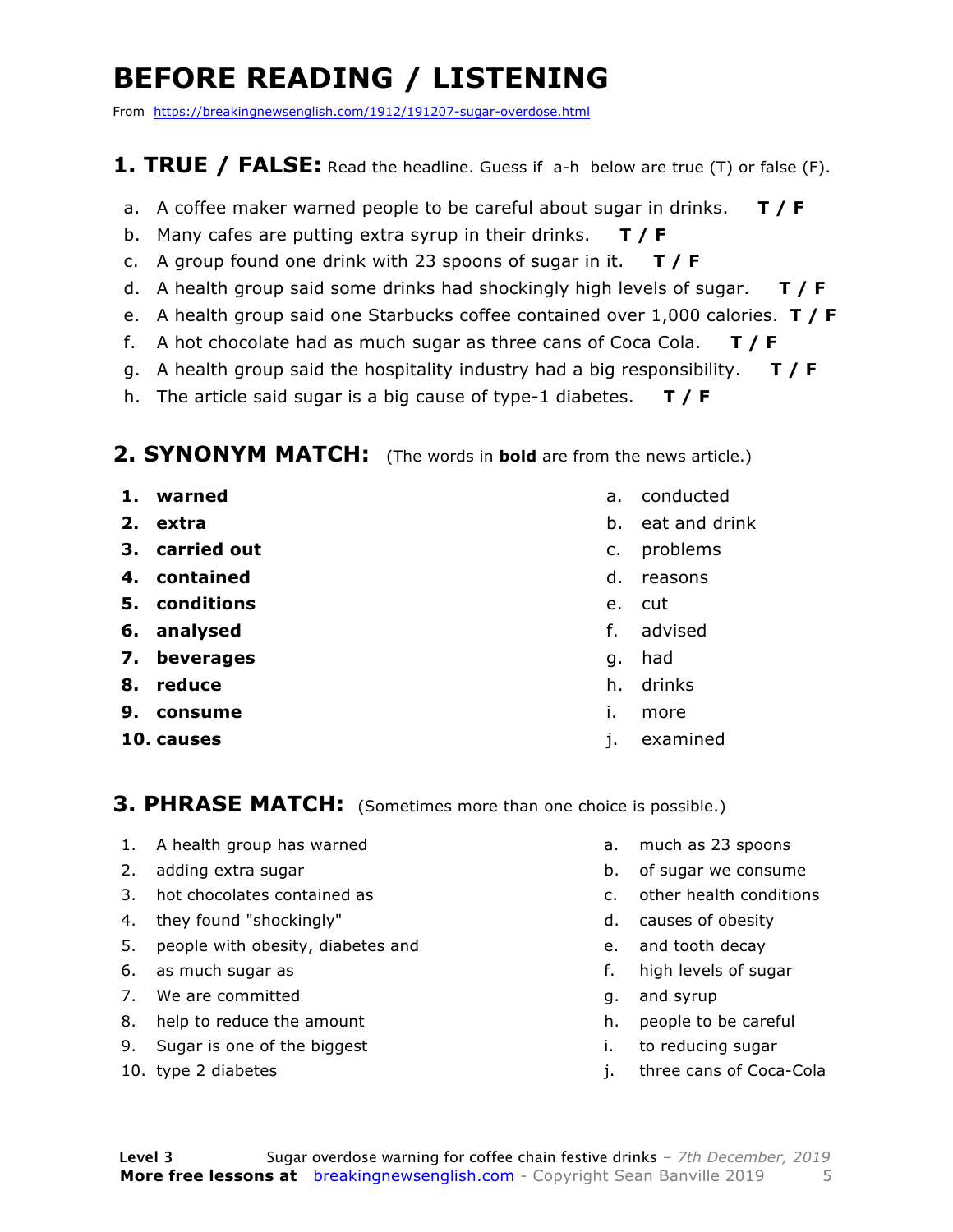# BEFORE READING / LISTENING

From https://breakingnewsenglish.com/1912/191207-sugar-overdose.html

## 1. TRUE / FALSE: Read the headline. Guess if a-h below are true (T) or false (F).

a. A coffee maker warned people to be careful about sugar in drinks. **T / F**

b. Many cafes are putting extra syrup in their drinks. **T / F**

c. A group found one drink with 23 spoons of sugar in it. **T / F**

d. A health group said some drinks had shockingly high levels of sugar. **T / F**

e. A health group said one Starbucks coffee contained over 1,000 calories. **T / F**

f. A hot chocolate had as much sugar as three cans of Coca Cola. **T / F**

g. A health group said the hospitality industry had a big responsibility. **T / F**

h. The article said sugar is a big cause of type-1 diabetes. **T / F**

## 2. SYNONYM MATCH: (The words in **bold** are from the news article.)

1. **warned**
2. **extra**
3. **carried out**
4. **contained**
5. **conditions**
6. **analysed**
7. **beverages**
8. **reduce**
9. **consume**
10. **causes**

a. conducted
b. eat and drink
c. problems
d. reasons
e. cut
f. advised
g. had
h. drinks
i. more
j. examined

## 3. PHRASE MATCH: (Sometimes more than one choice is possible.)

1. A health group has warned
2. adding extra sugar
3. hot chocolates contained as
4. they found "shockingly"
5. people with obesity, diabetes and
6. as much sugar as
7. We are committed
8. help to reduce the amount
9. Sugar is one of the biggest
10. type 2 diabetes

a. much as 23 spoons
b. of sugar we consume
c. other health conditions
d. causes of obesity
e. and tooth decay
f. high levels of sugar
g. and syrup
h. people to be careful
i. to reducing sugar
j. three cans of Coca-Cola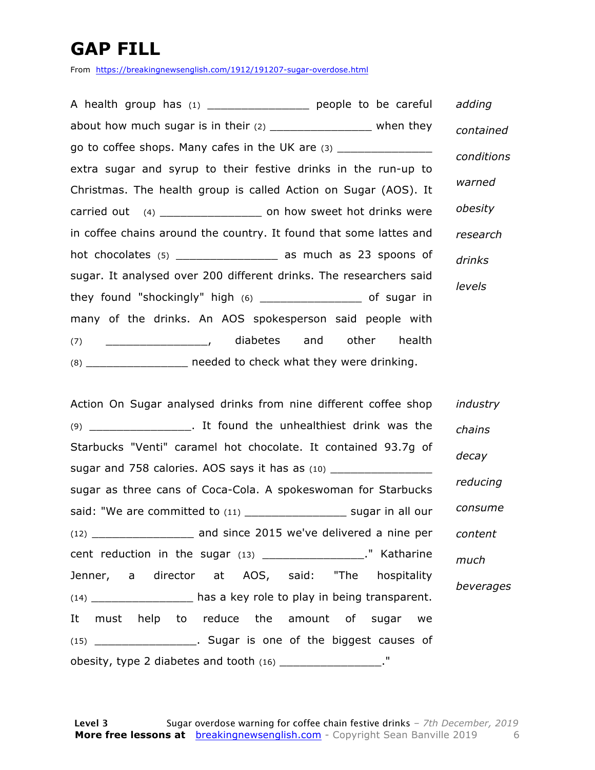# GAP FILL

From https://breakingnewsenglish.com/1912/191207-sugar-overdose.html

A health group has (1) ________________ people to be careful about how much sugar is in their (2) ________________ when they go to coffee shops. Many cafes in the UK are (3) ________________ extra sugar and syrup to their festive drinks in the run-up to Christmas. The health group is called Action on Sugar (AOS). It carried out (4) ________________ on how sweet hot drinks were in coffee chains around the country. It found that some lattes and hot chocolates (5) ________________ as much as 23 spoons of sugar. It analysed over 200 different drinks. The researchers said they found "shockingly" high (6) ________________ of sugar in many of the drinks. An AOS spokesperson said people with (7) ________________, diabetes and other health (8) ________________ needed to check what they were drinking.

*adding*
*contained*
*conditions*
*warned*
*obesity*
*research*
*drinks*
*levels*

Action On Sugar analysed drinks from nine different coffee shop (9) ________________. It found the unhealthiest drink was the Starbucks "Venti" caramel hot chocolate. It contained 93.7g of sugar and 758 calories. AOS says it has as (10) ________________ sugar as three cans of Coca-Cola. A spokeswoman for Starbucks said: "We are committed to (11) ________________ sugar in all our (12) ________________ and since 2015 we've delivered a nine per cent reduction in the sugar (13) ________________." Katharine Jenner, a director at AOS, said: "The hospitality (14) ________________ has a key role to play in being transparent. It must help to reduce the amount of sugar we (15) ________________. Sugar is one of the biggest causes of obesity, type 2 diabetes and tooth (16) ________________."

*industry*
*chains*
*decay*
*reducing*
*consume*
*content*
*much*
*beverages*

**Level 3** Sugar overdose warning for coffee chain festive drinks – *7th December, 2019*
**More free lessons at** breakingnewsenglish.com - Copyright Sean Banville 2019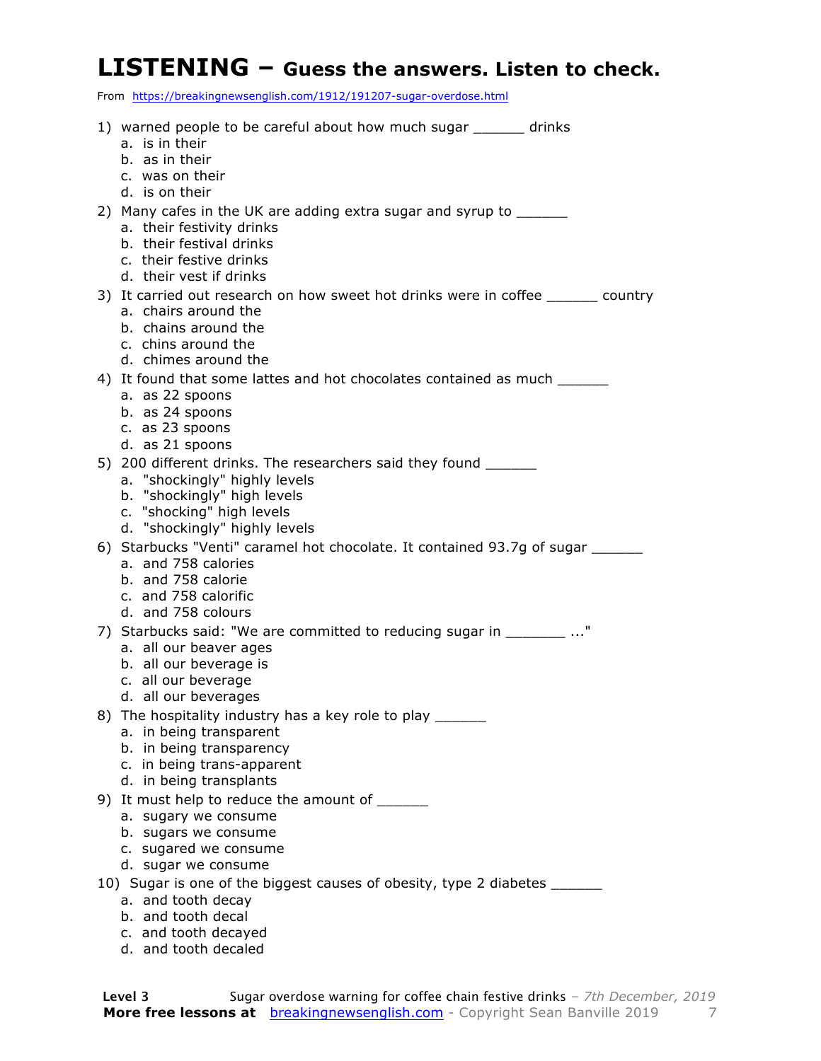# LISTENING – Guess the answers. Listen to check.

From https://breakingnewsenglish.com/1912/191207-sugar-overdose.html

1) warned people to be careful about how much sugar ______ drinks
   a. is in their
   b. as in their
   c. was on their
   d. is on their
2) Many cafes in the UK are adding extra sugar and syrup to ______
   a. their festivity drinks
   b. their festival drinks
   c. their festive drinks
   d. their vest if drinks
3) It carried out research on how sweet hot drinks were in coffee ______ country
   a. chairs around the
   b. chains around the
   c. chins around the
   d. chimes around the
4) It found that some lattes and hot chocolates contained as much ______
   a. as 22 spoons
   b. as 24 spoons
   c. as 23 spoons
   d. as 21 spoons
5) 200 different drinks. The researchers said they found ______
   a. "shockingly" highly levels
   b. "shockingly" high levels
   c. "shocking" high levels
   d. "shockingly" highly levels
6) Starbucks "Venti" caramel hot chocolate. It contained 93.7g of sugar ______
   a. and 758 calories
   b. and 758 calorie
   c. and 758 calorific
   d. and 758 colours
7) Starbucks said: "We are committed to reducing sugar in _______ ..."
   a. all our beaver ages
   b. all our beverage is
   c. all our beverage
   d. all our beverages
8) The hospitality industry has a key role to play ______
   a. in being transparent
   b. in being transparency
   c. in being trans-apparent
   d. in being transplants
9) It must help to reduce the amount of ______
   a. sugary we consume
   b. sugars we consume
   c. sugared we consume
   d. sugar we consume
10) Sugar is one of the biggest causes of obesity, type 2 diabetes ______
    a. and tooth decay
    b. and tooth decal
    c. and tooth decayed
    d. and tooth decaled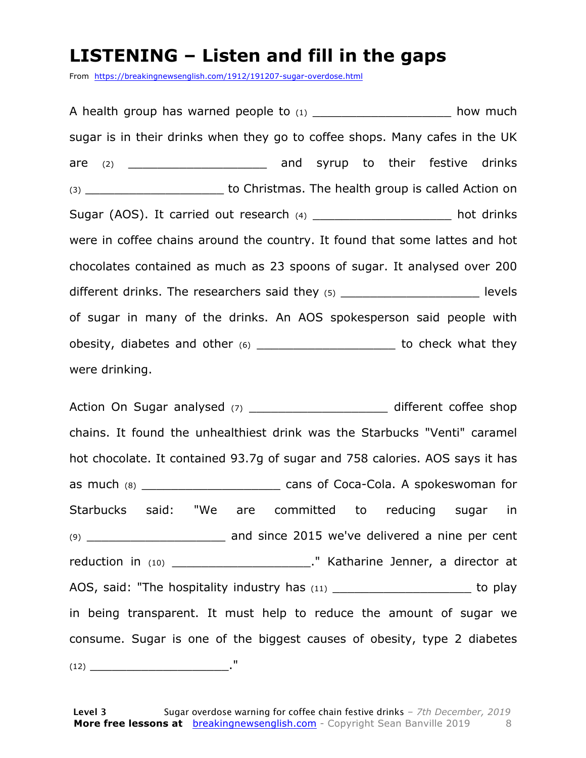# LISTENING – Listen and fill in the gaps

From https://breakingnewsenglish.com/1912/191207-sugar-overdose.html

A health group has warned people to (1) ___________________ how much sugar is in their drinks when they go to coffee shops. Many cafes in the UK are (2) ___________________ and syrup to their festive drinks (3) ___________________ to Christmas. The health group is called Action on Sugar (AOS). It carried out research (4) ___________________ hot drinks were in coffee chains around the country. It found that some lattes and hot chocolates contained as much as 23 spoons of sugar. It analysed over 200 different drinks. The researchers said they (5) ___________________ levels of sugar in many of the drinks. An AOS spokesperson said people with obesity, diabetes and other (6) ___________________ to check what they were drinking.

Action On Sugar analysed (7) ___________________ different coffee shop chains. It found the unhealthiest drink was the Starbucks "Venti" caramel hot chocolate. It contained 93.7g of sugar and 758 calories. AOS says it has as much (8) ___________________ cans of Coca-Cola. A spokeswoman for Starbucks said: "We are committed to reducing sugar in (9) ___________________ and since 2015 we've delivered a nine per cent reduction in (10) ___________________." Katharine Jenner, a director at AOS, said: "The hospitality industry has (11) ___________________ to play in being transparent. It must help to reduce the amount of sugar we consume. Sugar is one of the biggest causes of obesity, type 2 diabetes (12) ___________________."

**Level 3** Sugar overdose warning for coffee chain festive drinks – *7th December, 2019*
**More free lessons at** breakingnewsenglish.com - Copyright Sean Banville 2019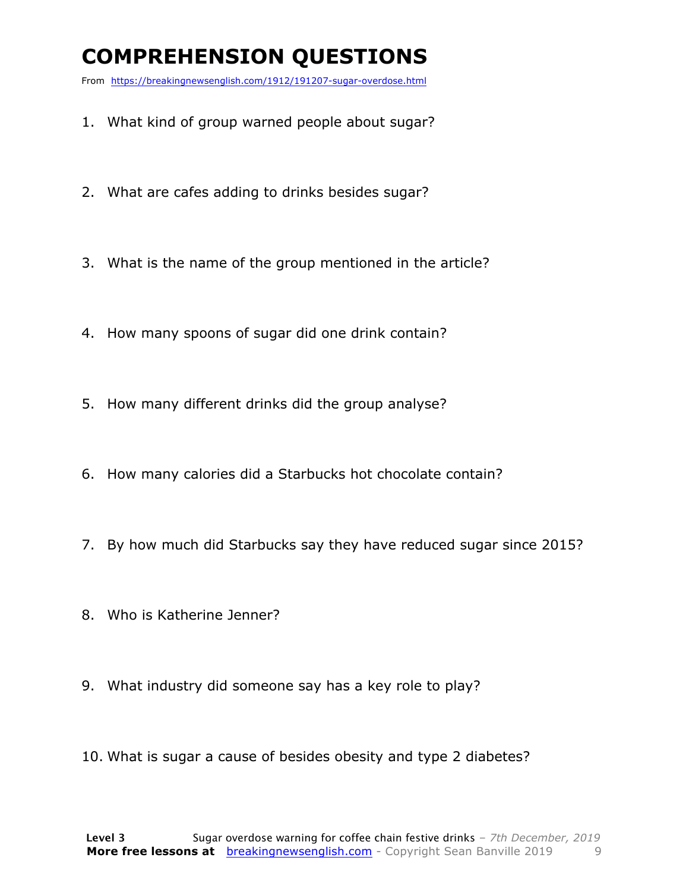# COMPREHENSION QUESTIONS

From https://breakingnewsenglish.com/1912/191207-sugar-overdose.html

1. What kind of group warned people about sugar?
2. What are cafes adding to drinks besides sugar?
3. What is the name of the group mentioned in the article?
4. How many spoons of sugar did one drink contain?
5. How many different drinks did the group analyse?
6. How many calories did a Starbucks hot chocolate contain?
7. By how much did Starbucks say they have reduced sugar since 2015?
8. Who is Katherine Jenner?
9. What industry did someone say has a key role to play?
10. What is sugar a cause of besides obesity and type 2 diabetes?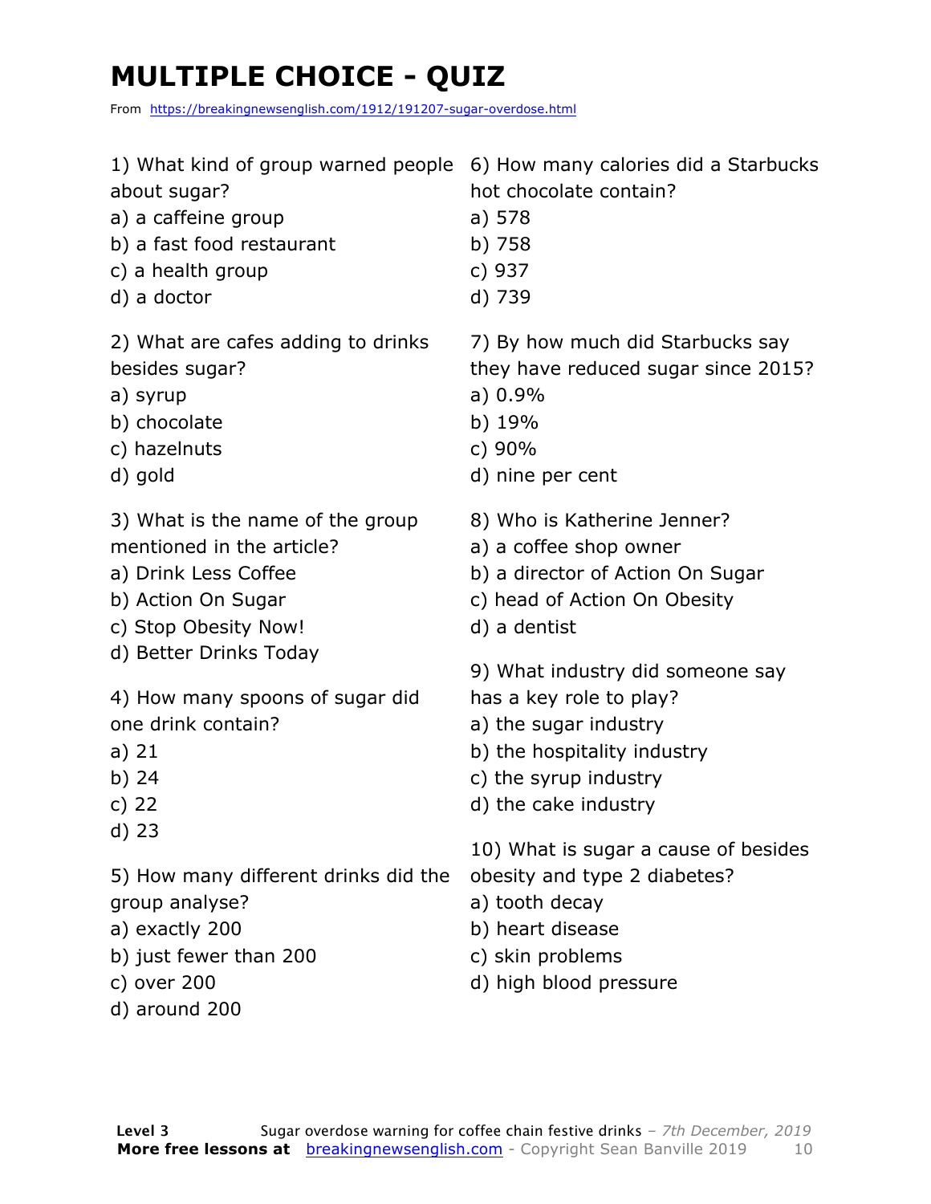# MULTIPLE CHOICE - QUIZ

From https://breakingnewsenglish.com/1912/191207-sugar-overdose.html

1) What kind of group warned people about sugar?
a) a caffeine group
b) a fast food restaurant
c) a health group
d) a doctor

2) What are cafes adding to drinks besides sugar?
a) syrup
b) chocolate
c) hazelnuts
d) gold

3) What is the name of the group mentioned in the article?
a) Drink Less Coffee
b) Action On Sugar
c) Stop Obesity Now!
d) Better Drinks Today

4) How many spoons of sugar did one drink contain?
a) 21
b) 24
c) 22
d) 23

5) How many different drinks did the group analyse?
a) exactly 200
b) just fewer than 200
c) over 200
d) around 200

6) How many calories did a Starbucks hot chocolate contain?
a) 578
b) 758
c) 937
d) 739

7) By how much did Starbucks say they have reduced sugar since 2015?
a) 0.9%
b) 19%
c) 90%
d) nine per cent

8) Who is Katherine Jenner?
a) a coffee shop owner
b) a director of Action On Sugar
c) head of Action On Obesity
d) a dentist

9) What industry did someone say has a key role to play?
a) the sugar industry
b) the hospitality industry
c) the syrup industry
d) the cake industry

10) What is sugar a cause of besides obesity and type 2 diabetes?
a) tooth decay
b) heart disease
c) skin problems
d) high blood pressure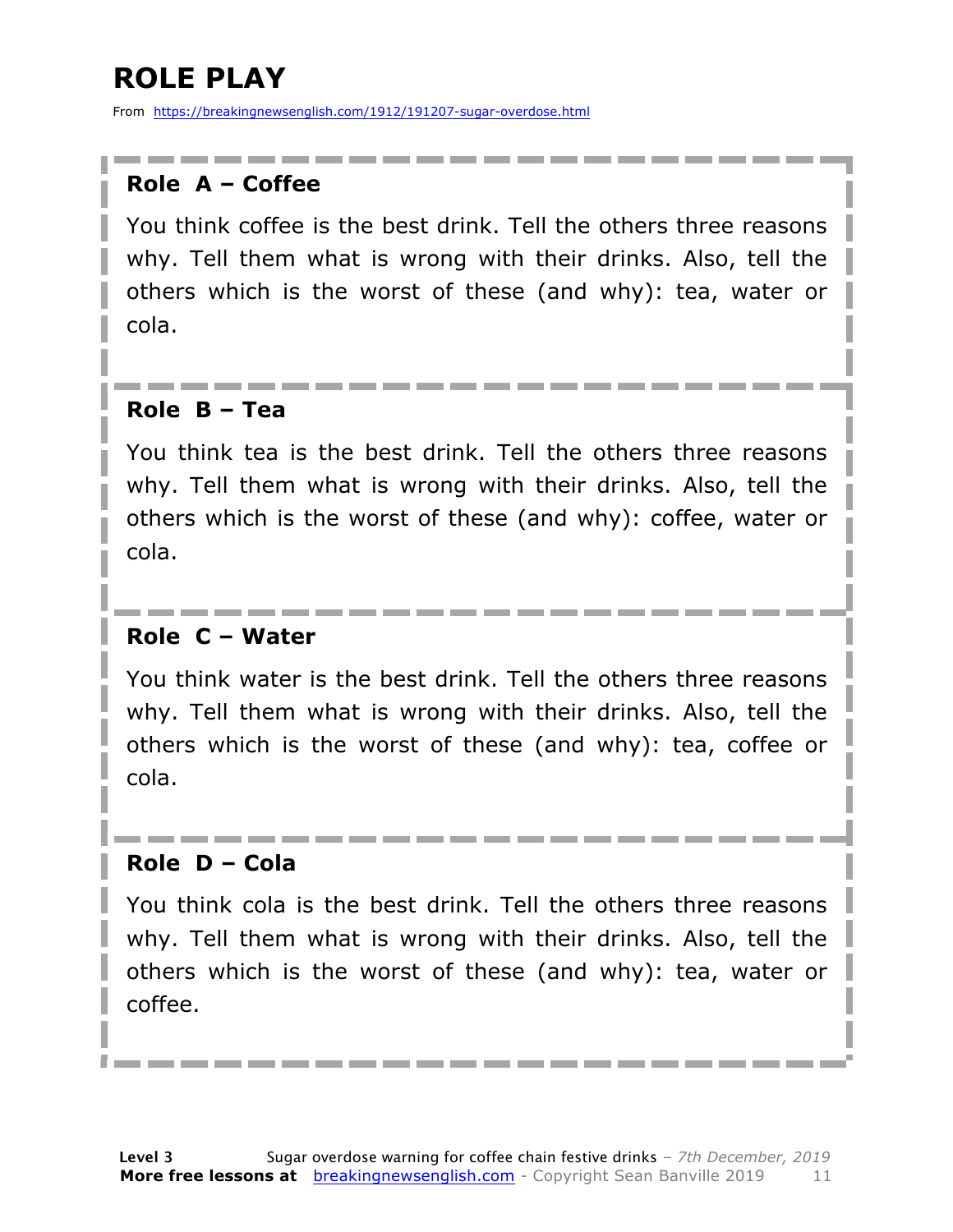# ROLE PLAY

From https://breakingnewsenglish.com/1912/191207-sugar-overdose.html

**Role A – Coffee**

You think coffee is the best drink. Tell the others three reasons why. Tell them what is wrong with their drinks. Also, tell the others which is the worst of these (and why): tea, water or cola.

**Role B – Tea**

You think tea is the best drink. Tell the others three reasons why. Tell them what is wrong with their drinks. Also, tell the others which is the worst of these (and why): coffee, water or cola.

**Role C – Water**

You think water is the best drink. Tell the others three reasons why. Tell them what is wrong with their drinks. Also, tell the others which is the worst of these (and why): tea, coffee or cola.

**Role D – Cola**

You think cola is the best drink. Tell the others three reasons why. Tell them what is wrong with their drinks. Also, tell the others which is the worst of these (and why): tea, water or coffee.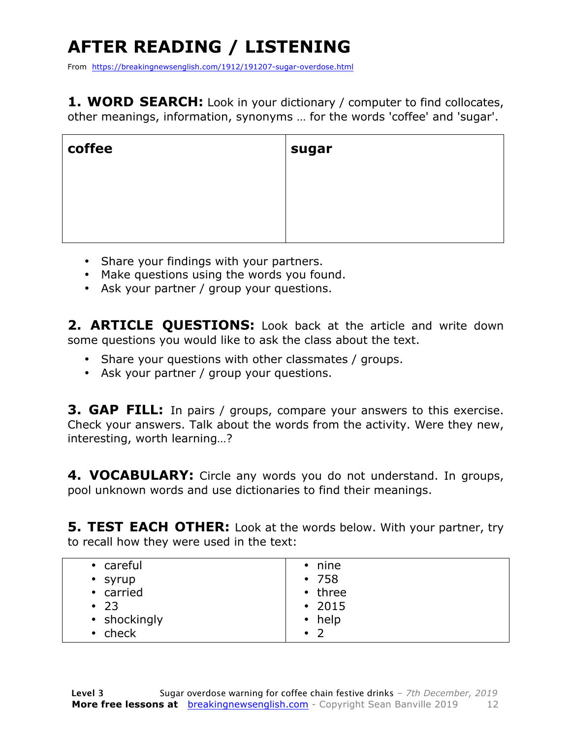# AFTER READING / LISTENING

From https://breakingnewsenglish.com/1912/191207-sugar-overdose.html

**1. WORD SEARCH:** Look in your dictionary / computer to find collocates, other meanings, information, synonyms … for the words 'coffee' and 'sugar'.

| coffee | sugar |
|---|---|
| | |

- Share your findings with your partners.
- Make questions using the words you found.
- Ask your partner / group your questions.

**2. ARTICLE QUESTIONS:** Look back at the article and write down some questions you would like to ask the class about the text.

- Share your questions with other classmates / groups.
- Ask your partner / group your questions.

**3. GAP FILL:** In pairs / groups, compare your answers to this exercise. Check your answers. Talk about the words from the activity. Were they new, interesting, worth learning…?

**4. VOCABULARY:** Circle any words you do not understand. In groups, pool unknown words and use dictionaries to find their meanings.

**5. TEST EACH OTHER:** Look at the words below. With your partner, try to recall how they were used in the text:

| | |
|---|---|
| • careful | • nine |
| • syrup | • 758 |
| • carried | • three |
| • 23 | • 2015 |
| • shockingly | • help |
| • check | • 2 |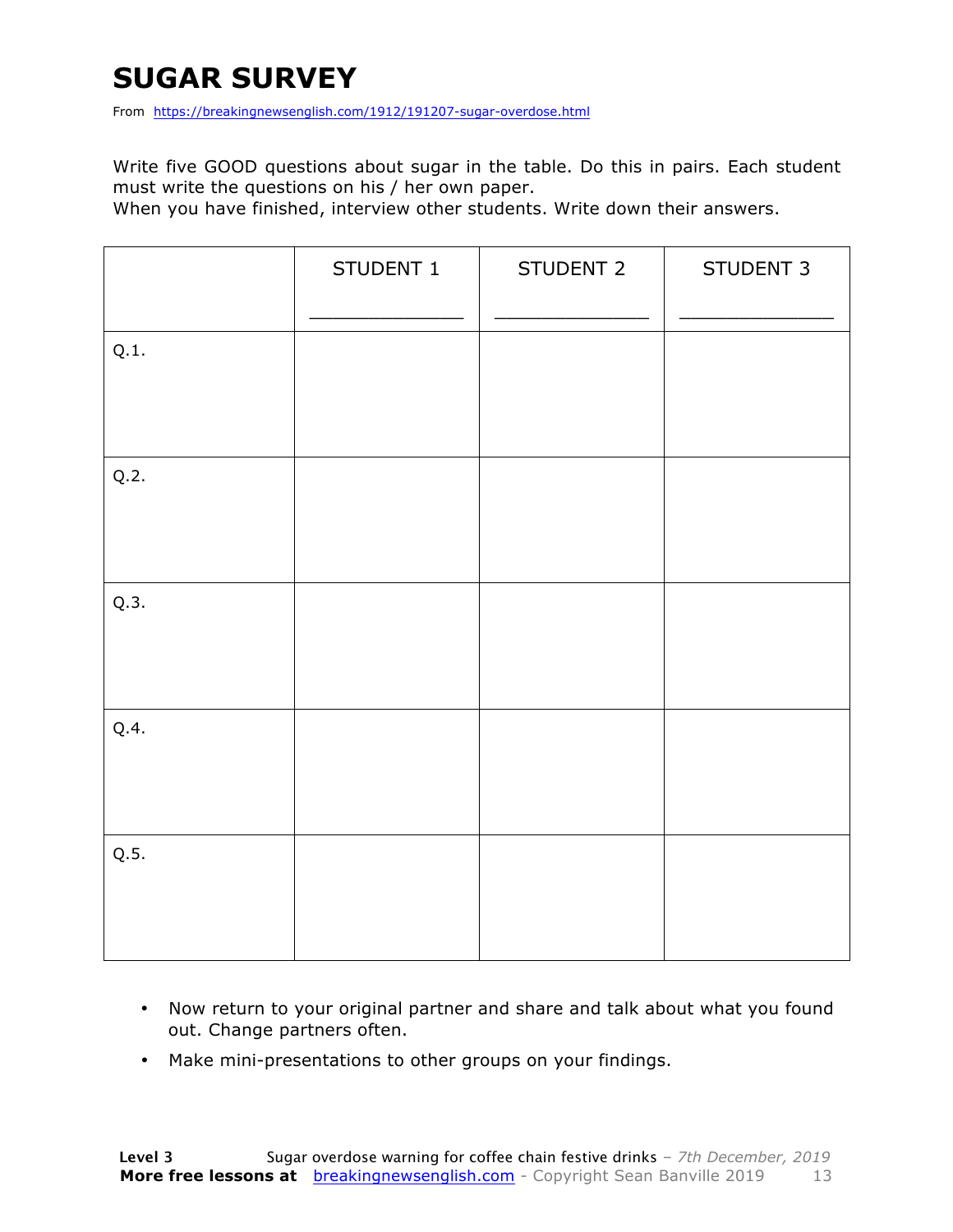# SUGAR SURVEY

From https://breakingnewsenglish.com/1912/191207-sugar-overdose.html

Write five GOOD questions about sugar in the table. Do this in pairs. Each student must write the questions on his / her own paper.
When you have finished, interview other students. Write down their answers.

| | STUDENT 1<br>_____________ | STUDENT 2<br>_____________ | STUDENT 3<br>_____________ |
|---|---|---|---|
| Q.1. | | | |
| Q.2. | | | |
| Q.3. | | | |
| Q.4. | | | |
| Q.5. | | | |

- Now return to your original partner and share and talk about what you found out. Change partners often.
- Make mini-presentations to other groups on your findings.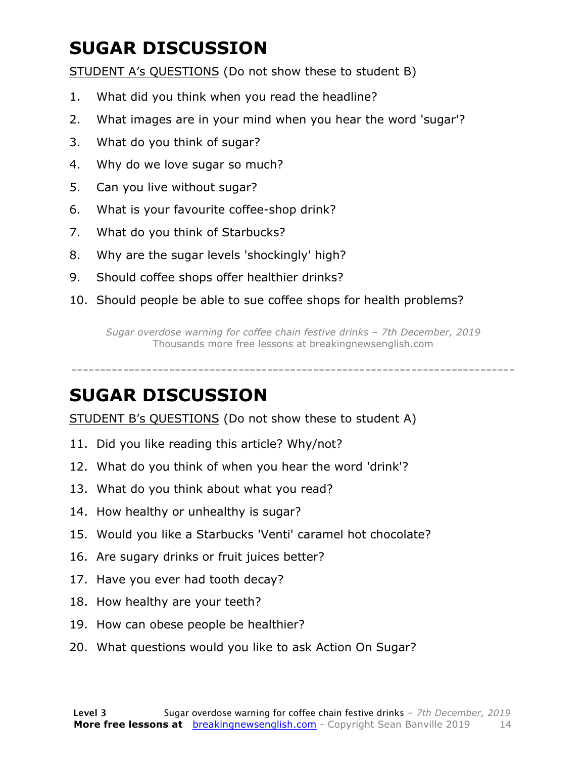# SUGAR DISCUSSION

STUDENT A's QUESTIONS (Do not show these to student B)

1. What did you think when you read the headline?
2. What images are in your mind when you hear the word 'sugar'?
3. What do you think of sugar?
4. Why do we love sugar so much?
5. Can you live without sugar?
6. What is your favourite coffee-shop drink?
7. What do you think of Starbucks?
8. Why are the sugar levels 'shockingly' high?
9. Should coffee shops offer healthier drinks?
10. Should people be able to sue coffee shops for health problems?

*Sugar overdose warning for coffee chain festive drinks – 7th December, 2019*
Thousands more free lessons at breakingnewsenglish.com

---

# SUGAR DISCUSSION

STUDENT B's QUESTIONS (Do not show these to student A)

11. Did you like reading this article? Why/not?
12. What do you think of when you hear the word 'drink'?
13. What do you think about what you read?
14. How healthy or unhealthy is sugar?
15. Would you like a Starbucks 'Venti' caramel hot chocolate?
16. Are sugary drinks or fruit juices better?
17. Have you ever had tooth decay?
18. How healthy are your teeth?
19. How can obese people be healthier?
20. What questions would you like to ask Action On Sugar?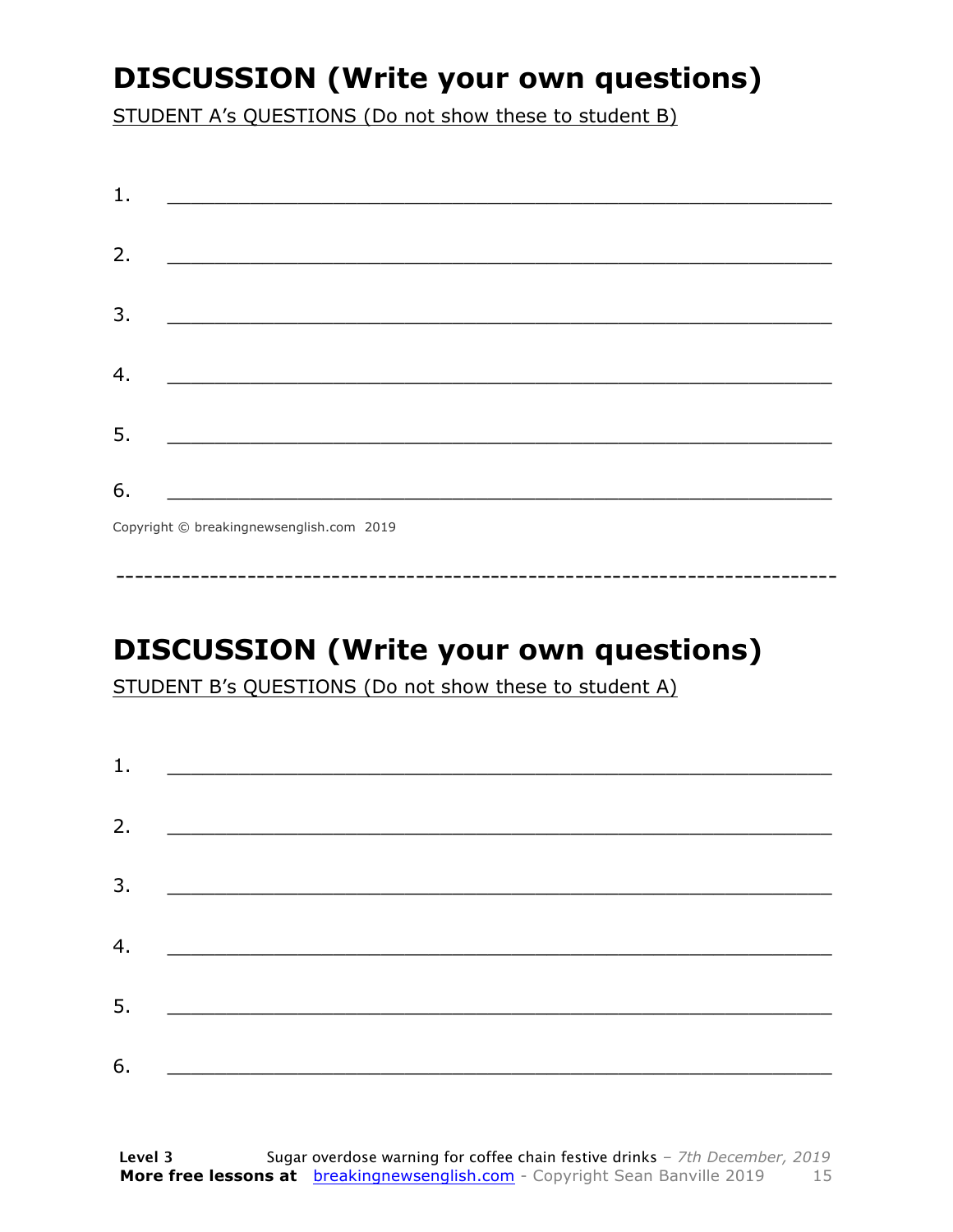## DISCUSSION (Write your own questions)

STUDENT A's QUESTIONS (Do not show these to student B)

1. ___________________________________________________________

2. ___________________________________________________________

3. ___________________________________________________________

4. ___________________________________________________________

5. ___________________________________________________________

6. ___________________________________________________________

Copyright © breakingnewsenglish.com 2019

---

## DISCUSSION (Write your own questions)

STUDENT B's QUESTIONS (Do not show these to student A)

1. ___________________________________________________________

2. ___________________________________________________________

3. ___________________________________________________________

4. ___________________________________________________________

5. ___________________________________________________________

6. ___________________________________________________________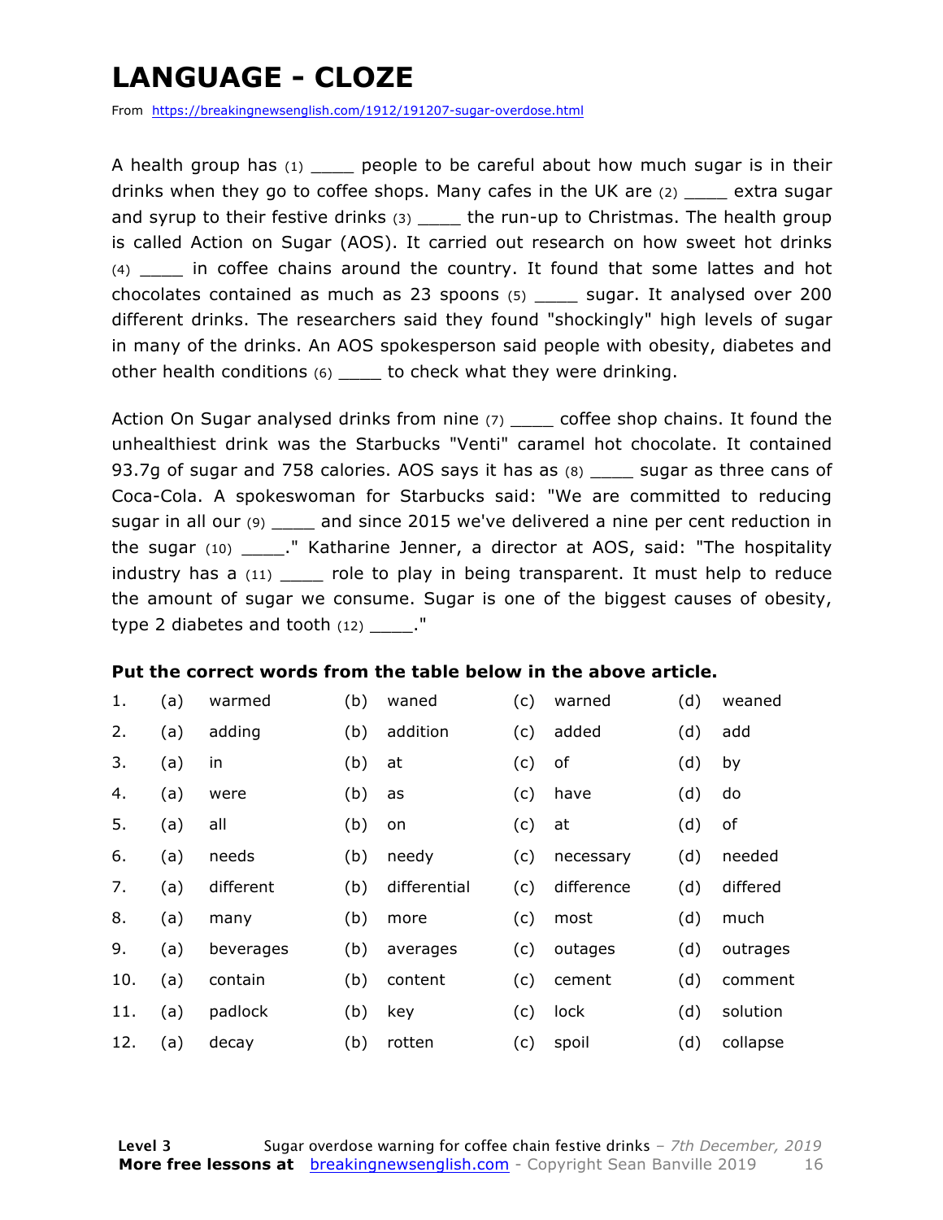# LANGUAGE - CLOZE

From https://breakingnewsenglish.com/1912/191207-sugar-overdose.html

A health group has (1) ____ people to be careful about how much sugar is in their drinks when they go to coffee shops. Many cafes in the UK are (2) ____ extra sugar and syrup to their festive drinks (3) ____ the run-up to Christmas. The health group is called Action on Sugar (AOS). It carried out research on how sweet hot drinks (4) ____ in coffee chains around the country. It found that some lattes and hot chocolates contained as much as 23 spoons (5) ____ sugar. It analysed over 200 different drinks. The researchers said they found "shockingly" high levels of sugar in many of the drinks. An AOS spokesperson said people with obesity, diabetes and other health conditions (6) ____ to check what they were drinking.

Action On Sugar analysed drinks from nine (7) ____ coffee shop chains. It found the unhealthiest drink was the Starbucks "Venti" caramel hot chocolate. It contained 93.7g of sugar and 758 calories. AOS says it has as (8) ____ sugar as three cans of Coca-Cola. A spokeswoman for Starbucks said: "We are committed to reducing sugar in all our (9) ____ and since 2015 we've delivered a nine per cent reduction in the sugar (10) ____." Katharine Jenner, a director at AOS, said: "The hospitality industry has a (11) ____ role to play in being transparent. It must help to reduce the amount of sugar we consume. Sugar is one of the biggest causes of obesity, type 2 diabetes and tooth (12) ____."

**Put the correct words from the table below in the above article.**

| | | | | | | | | |
|---|---|---|---|---|---|---|---|---|
| 1. | (a) | warmed | (b) | waned | (c) | warned | (d) | weaned |
| 2. | (a) | adding | (b) | addition | (c) | added | (d) | add |
| 3. | (a) | in | (b) | at | (c) | of | (d) | by |
| 4. | (a) | were | (b) | as | (c) | have | (d) | do |
| 5. | (a) | all | (b) | on | (c) | at | (d) | of |
| 6. | (a) | needs | (b) | needy | (c) | necessary | (d) | needed |
| 7. | (a) | different | (b) | differential | (c) | difference | (d) | differed |
| 8. | (a) | many | (b) | more | (c) | most | (d) | much |
| 9. | (a) | beverages | (b) | averages | (c) | outages | (d) | outrages |
| 10. | (a) | contain | (b) | content | (c) | cement | (d) | comment |
| 11. | (a) | padlock | (b) | key | (c) | lock | (d) | solution |
| 12. | (a) | decay | (b) | rotten | (c) | spoil | (d) | collapse |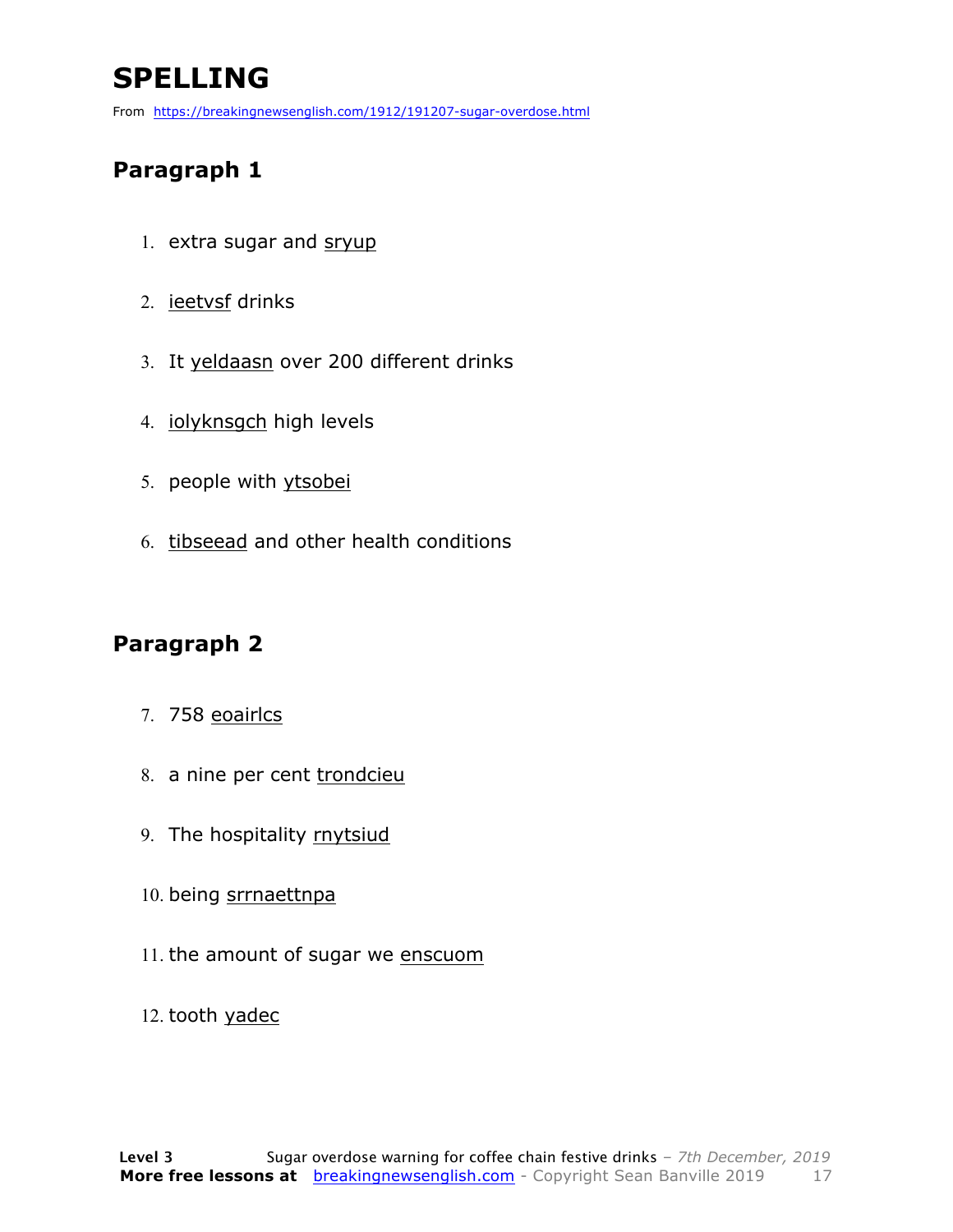# SPELLING

From https://breakingnewsenglish.com/1912/191207-sugar-overdose.html

## Paragraph 1

1. extra sugar and sryup
2. ieetvsf drinks
3. It yeldaasn over 200 different drinks
4. iolyknsgch high levels
5. people with ytsobei
6. tibseead and other health conditions

## Paragraph 2

7. 758 eoairlcs
8. a nine per cent trondcieu
9. The hospitality rnytsiud
10. being srrnaettnpa
11. the amount of sugar we enscuom
12. tooth yadec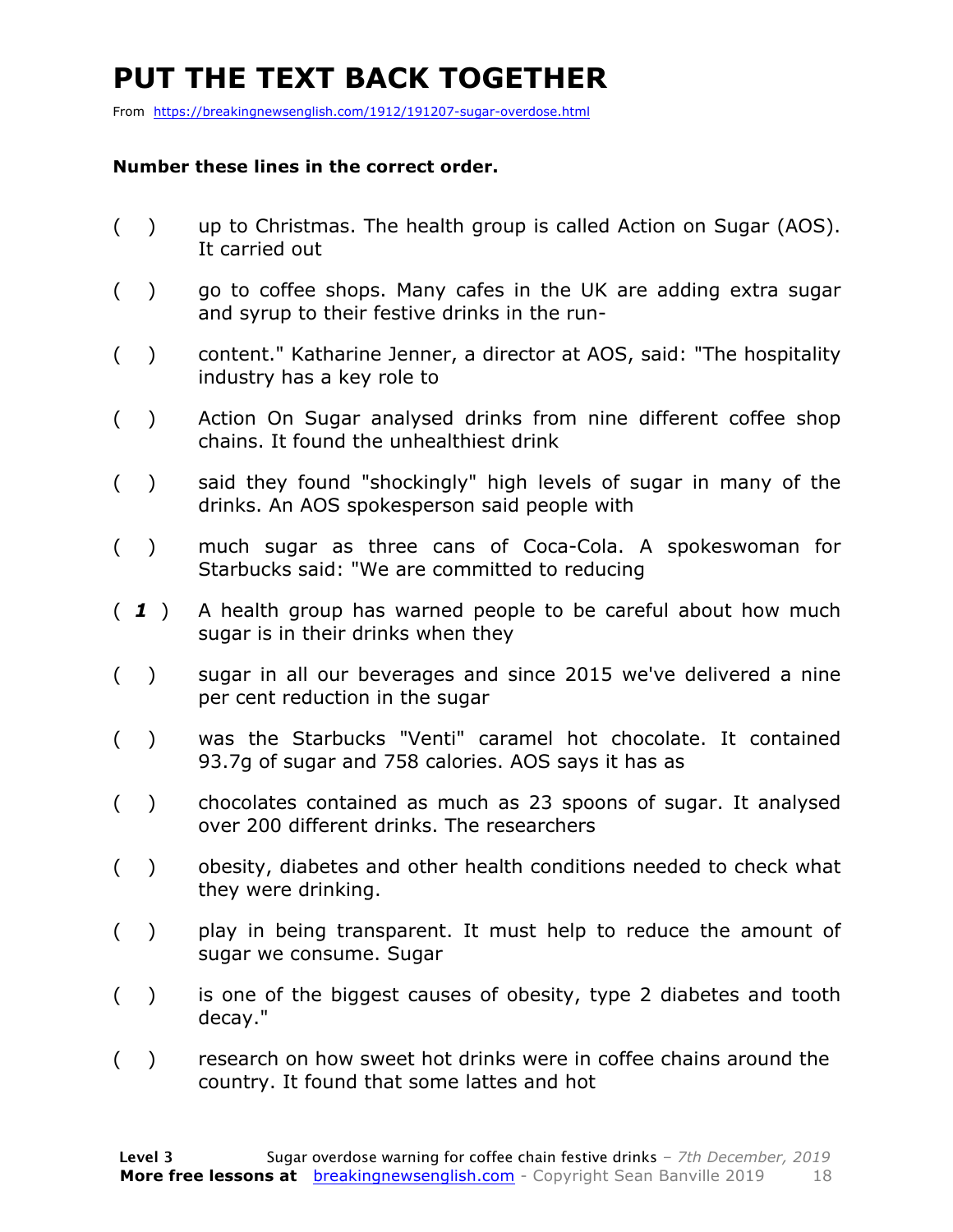# PUT THE TEXT BACK TOGETHER

From https://breakingnewsenglish.com/1912/191207-sugar-overdose.html

**Number these lines in the correct order.**

( ) up to Christmas. The health group is called Action on Sugar (AOS). It carried out

( ) go to coffee shops. Many cafes in the UK are adding extra sugar and syrup to their festive drinks in the run-

( ) content." Katharine Jenner, a director at AOS, said: "The hospitality industry has a key role to

( ) Action On Sugar analysed drinks from nine different coffee shop chains. It found the unhealthiest drink

( ) said they found "shockingly" high levels of sugar in many of the drinks. An AOS spokesperson said people with

( ) much sugar as three cans of Coca-Cola. A spokeswoman for Starbucks said: "We are committed to reducing

( ***1*** ) A health group has warned people to be careful about how much sugar is in their drinks when they

( ) sugar in all our beverages and since 2015 we've delivered a nine per cent reduction in the sugar

( ) was the Starbucks "Venti" caramel hot chocolate. It contained 93.7g of sugar and 758 calories. AOS says it has as

( ) chocolates contained as much as 23 spoons of sugar. It analysed over 200 different drinks. The researchers

( ) obesity, diabetes and other health conditions needed to check what they were drinking.

( ) play in being transparent. It must help to reduce the amount of sugar we consume. Sugar

( ) is one of the biggest causes of obesity, type 2 diabetes and tooth decay."

( ) research on how sweet hot drinks were in coffee chains around the country. It found that some lattes and hot

**Level 3** Sugar overdose warning for coffee chain festive drinks – *7th December, 2019*

**More free lessons at** breakingnewsenglish.com - Copyright Sean Banville 2019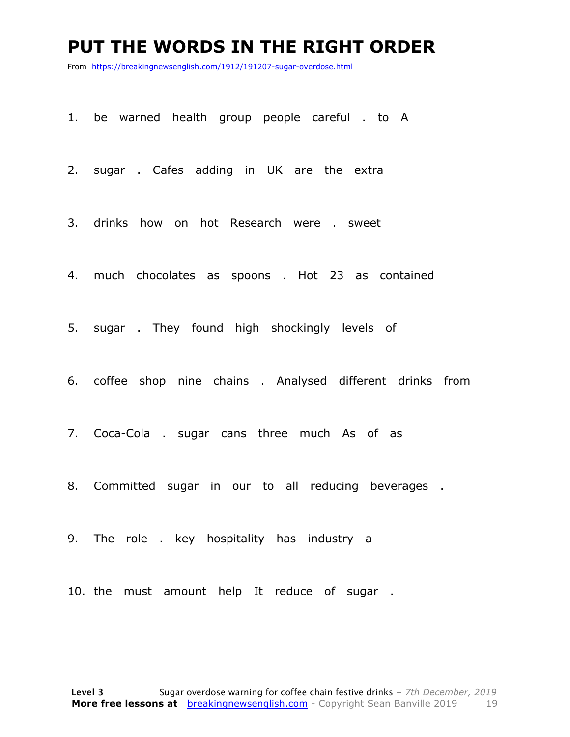# PUT THE WORDS IN THE RIGHT ORDER

From https://breakingnewsenglish.com/1912/191207-sugar-overdose.html

1. be warned health group people careful . to A

2. sugar . Cafes adding in UK are the extra

3. drinks how on hot Research were . sweet

4. much chocolates as spoons . Hot 23 as contained

5. sugar . They found high shockingly levels of

6. coffee shop nine chains . Analysed different drinks from

7. Coca-Cola . sugar cans three much As of as

8. Committed sugar in our to all reducing beverages .

9. The role . key hospitality has industry a

10. the must amount help It reduce of sugar .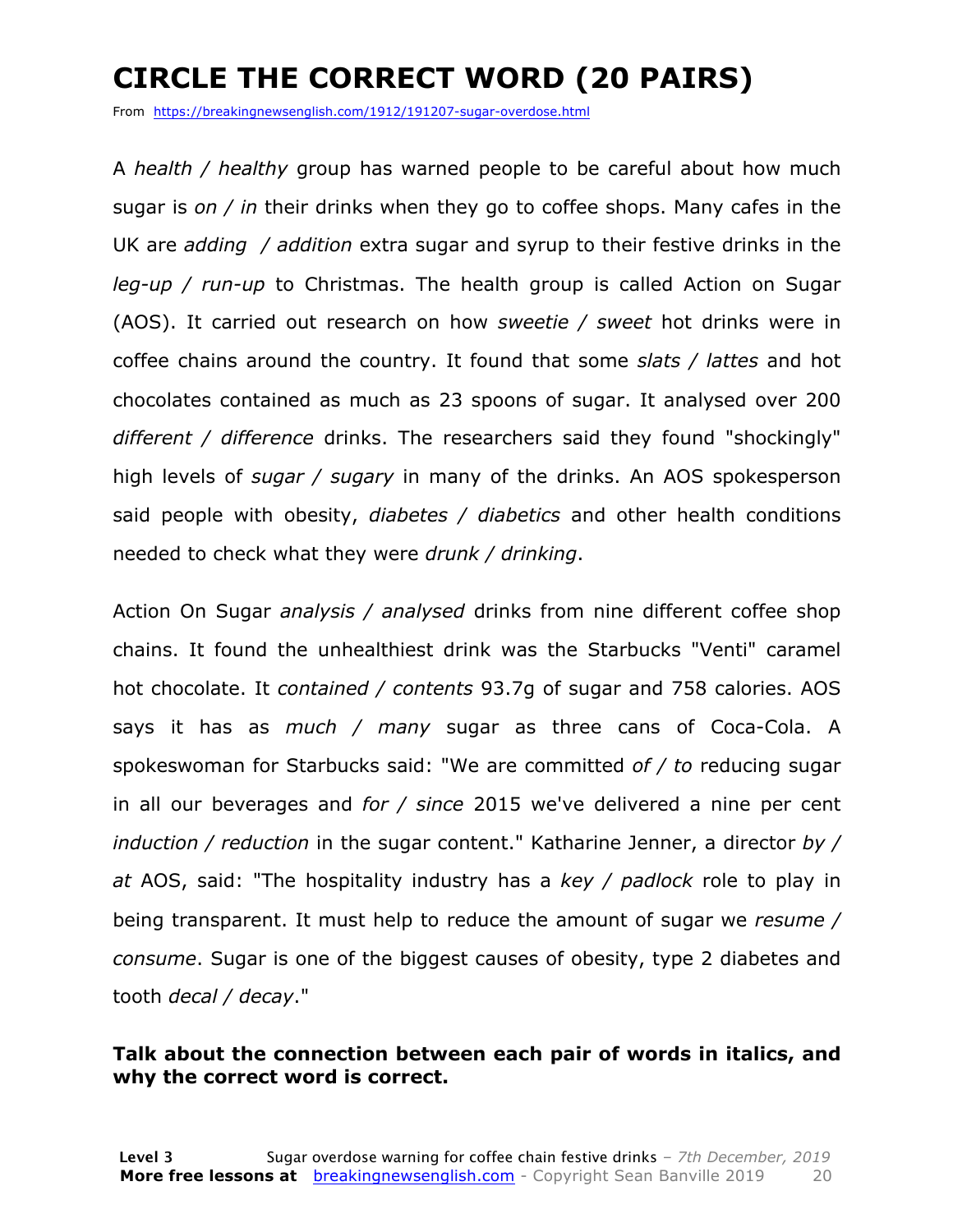# CIRCLE THE CORRECT WORD (20 PAIRS)

From https://breakingnewsenglish.com/1912/191207-sugar-overdose.html

A *health / healthy* group has warned people to be careful about how much sugar is *on / in* their drinks when they go to coffee shops. Many cafes in the UK are *adding / addition* extra sugar and syrup to their festive drinks in the *leg-up / run-up* to Christmas. The health group is called Action on Sugar (AOS). It carried out research on how *sweetie / sweet* hot drinks were in coffee chains around the country. It found that some *slats / lattes* and hot chocolates contained as much as 23 spoons of sugar. It analysed over 200 *different / difference* drinks. The researchers said they found "shockingly" high levels of *sugar / sugary* in many of the drinks. An AOS spokesperson said people with obesity, *diabetes / diabetics* and other health conditions needed to check what they were *drunk / drinking*.

Action On Sugar *analysis / analysed* drinks from nine different coffee shop chains. It found the unhealthiest drink was the Starbucks "Venti" caramel hot chocolate. It *contained / contents* 93.7g of sugar and 758 calories. AOS says it has as *much / many* sugar as three cans of Coca-Cola. A spokeswoman for Starbucks said: "We are committed *of / to* reducing sugar in all our beverages and *for / since* 2015 we've delivered a nine per cent *induction / reduction* in the sugar content." Katharine Jenner, a director *by / at* AOS, said: "The hospitality industry has a *key / padlock* role to play in being transparent. It must help to reduce the amount of sugar we *resume / consume*. Sugar is one of the biggest causes of obesity, type 2 diabetes and tooth *decal / decay*."

**Talk about the connection between each pair of words in italics, and why the correct word is correct.**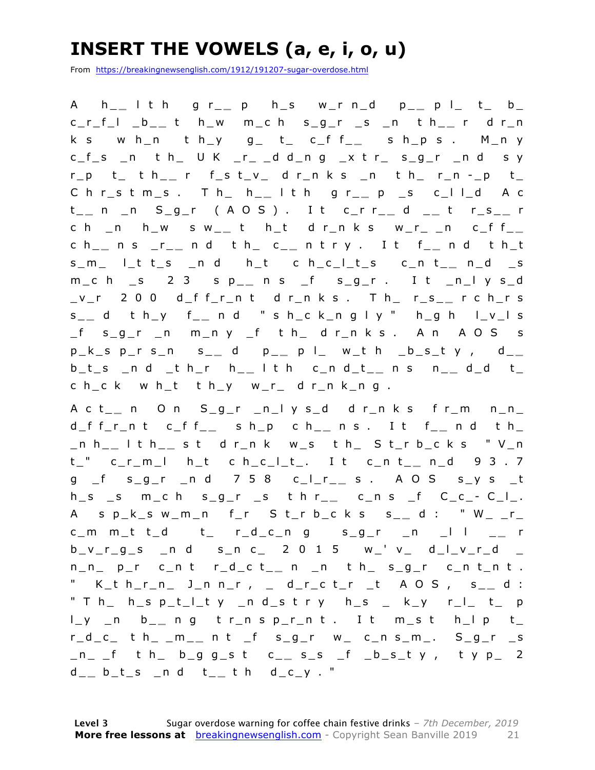# INSERT THE VOWELS (a, e, i, o, u)

From https://breakingnewsenglish.com/1912/191207-sugar-overdose.html

A h__ l t h g r__ p h_s w_r n_d p__ p l_ t_ b_ c_r_f_l _b__ t h_w m_c h s_g_r _s _n t h__ r d r_n k s w h_n t h_y g_ t_ c_f f__ s h_p s . M_n y c_f_s _n t h_ U K _r_ _d d_n g _x t r_ s_g_r _n d s y r_p t_ t h__ r f_s t_v_ d r_n k s _n t h_ r_n -_p t_ C h r_s t m_s . T h_ h__ l t h g r__ p _s c_l l_d A c t__ n _n S_g_r ( A O S ) . I t c_r r__ d __ t r_s__ r c h _n h_w s w__ t h_t d r_n k s w_r_ _n c_f f__ c h__ n s _r__ n d t h_ c__ n t r y . I t f__ n d t h_t s_m_ l_t t_s _n d h_t c h_c_l_t_s c_n t__ n_d _s m_c h _s 2 3 s p__ n s _f s_g_r . I t _n_l y s_d _v_r 2 0 0 d_f f_r_n t d r_n k s . T h_ r_s__ r c h_r s s__ d t h_y f__ n d " s h_c k_n g l y " h_g h l_v_l s _f s_g_r _n m_n y _f t h_ d r_n k s . A n A O S s p_k_s p_r s_n s__ d p__ p l_ w_t h _b_s_t y , d__ b_t_s _n d _t h_r h__ l t h c_n d_t__ n s n__ d_d t_ c h_c k w h_t t h_y w_r_ d r_n k_n g .

A c t__ n O n S_g_r _n_l y s_d d r_n k s f r_m n_n_ d_f f_r_n t c_f f__ s h_p c h__ n s . I t f__ n d t h_ _n h__ l t h__ s t d r_n k w_s t h_ S t_r b_c k s " V_n t_" c_r_m_l h_t c h_c_l_t_. I t c_n t__ n_d 9 3 . 7 g _f s_g_r _n d 7 5 8 c_l_r__ s . A O S s_y s _t h_s _s m_c h s_g_r _s t h r__ c_n s _f C_c_- C_l_. A s p_k_s w_m_n f_r S t_r b_c k s s__ d : " W_ _r_ c_m m_t t_d t_ r_d_c_n g s_g_r _n _l l __ r b_v_r_g_s _n d s_n c_ 2 0 1 5 w_' v_ d_l_v_r_d _ n_n_ p_r c_n t r_d_c t__ n _n t h_ s_g_r c_n t_n t . " K_t h_r_n_ J_n n_r , _ d_r_c t_r _t A O S , s__ d : " T h_ h_s p_t_l_t y _n d_s t r y h_s _ k_y r_l_ t_ p l_y _n b__ n g t r_n s p_r_n t . I t m_s t h_l p t_ r_d_c_ t h_ _m__ n t _f s_g_r w_ c_n s_m_. S_g_r _s _n_ _f t h_ b_g g_s t c__ s_s _f _b_s_t y , t y p_ 2 d__ b_t_s _n d t__ t h d_c_y . "

**Level 3** Sugar overdose warning for coffee chain festive drinks – *7th December, 2019*
**More free lessons at** breakingnewsenglish.com - Copyright Sean Banville 2019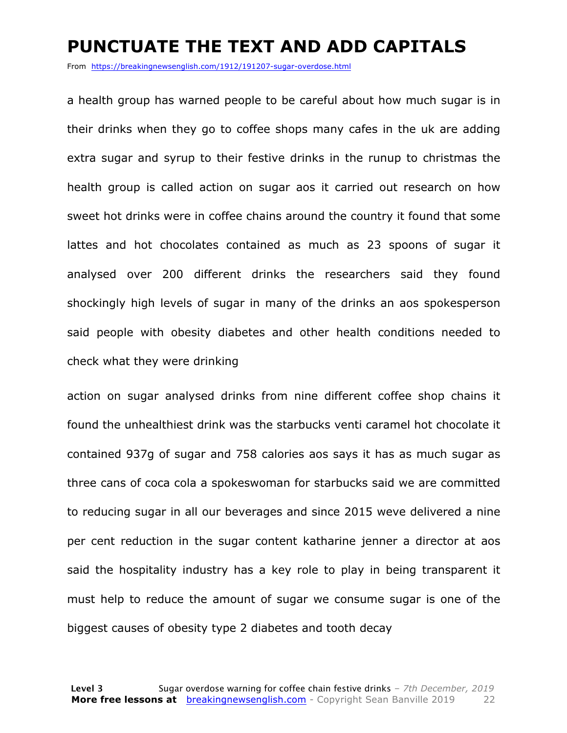# PUNCTUATE THE TEXT AND ADD CAPITALS

From https://breakingnewsenglish.com/1912/191207-sugar-overdose.html

a health group has warned people to be careful about how much sugar is in their drinks when they go to coffee shops many cafes in the uk are adding extra sugar and syrup to their festive drinks in the runup to christmas the health group is called action on sugar aos it carried out research on how sweet hot drinks were in coffee chains around the country it found that some lattes and hot chocolates contained as much as 23 spoons of sugar it analysed over 200 different drinks the researchers said they found shockingly high levels of sugar in many of the drinks an aos spokesperson said people with obesity diabetes and other health conditions needed to check what they were drinking

action on sugar analysed drinks from nine different coffee shop chains it found the unhealthiest drink was the starbucks venti caramel hot chocolate it contained 937g of sugar and 758 calories aos says it has as much sugar as three cans of coca cola a spokeswoman for starbucks said we are committed to reducing sugar in all our beverages and since 2015 weve delivered a nine per cent reduction in the sugar content katharine jenner a director at aos said the hospitality industry has a key role to play in being transparent it must help to reduce the amount of sugar we consume sugar is one of the biggest causes of obesity type 2 diabetes and tooth decay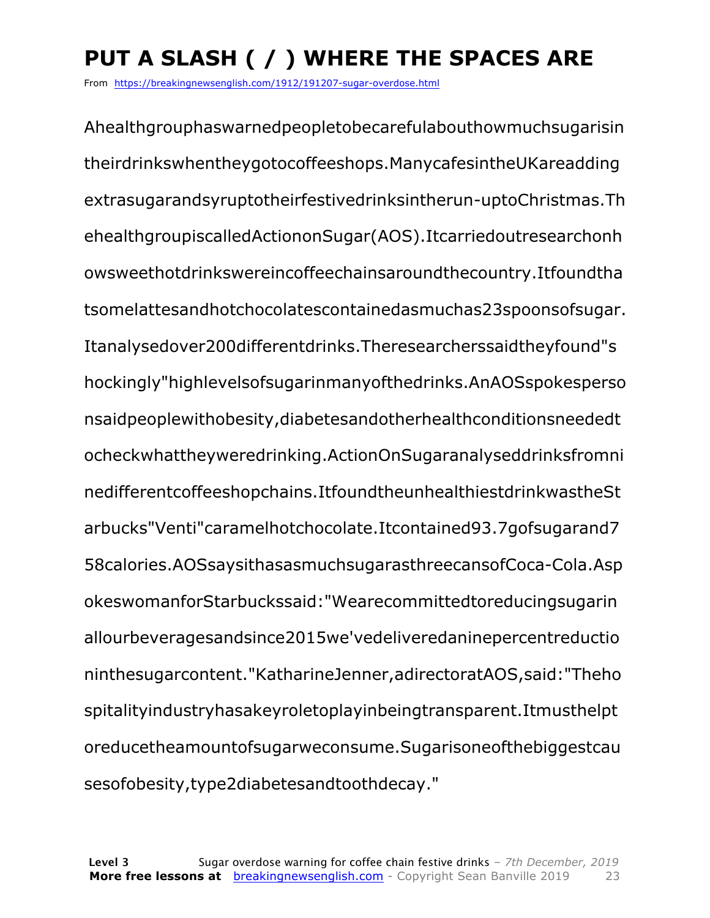# PUT A SLASH ( / ) WHERE THE SPACES ARE

From https://breakingnewsenglish.com/1912/191207-sugar-overdose.html

Ahealthgrouphaswarnedpeopletobecarefulabouthowmuchsugarisin
theirdrinkswhentheygotocoffeeshops.ManycafesintheUKareadding
extrasugarandsyruptotheirfestivedrinksintherun-uptoChristmas.Th
ehealthgroupiscalledActiononSugar(AOS).Itcarriedoutresearchonh
owsweethotdrinkswereincoffeechainsaroundthecountry.Itfoundtha
tsomelattesandhotchocolatescontainedasmuchas23spoonsofsugar.
Itanalysedover200differentdrinks.Theresearcherssaidtheyfound"s
hockingly"highlevelsofsugarinmanyofthedrinks.AnAOSspokesperso
nsaidpeoplewithobesity,diabetesandotherhealthconditionsneededt
ocheckwhattheyweredrinking.ActionOnSugaranalyseddrinksfromni
nedifferentcoffeeshopchains.ItfoundtheunhealthiestdrinkwastheSt
arbucks"Venti"caramelhotchocolate.Itcontained93.7gofsugarand7
58calories.AOSsaysithasasmuchsugarasthreecansofCoca-Cola.Asp
okeswomanforStarbuckssaid:"Wearecommittedtoreducingsugarin
allourbeveragesandsince2015we'vedeliveredaninepercentreductio
ninthesugarcontent."KatharineJenner,adirectoratAOS,said:"Theho
spitalityindustryhasakeyroletoplayinbeingtransparent.Itmusthelpt
oreducetheamountofsugarweconsume.Sugarisoneofthebiggestcau
sesofobesity,type2diabetesandtoothdecay."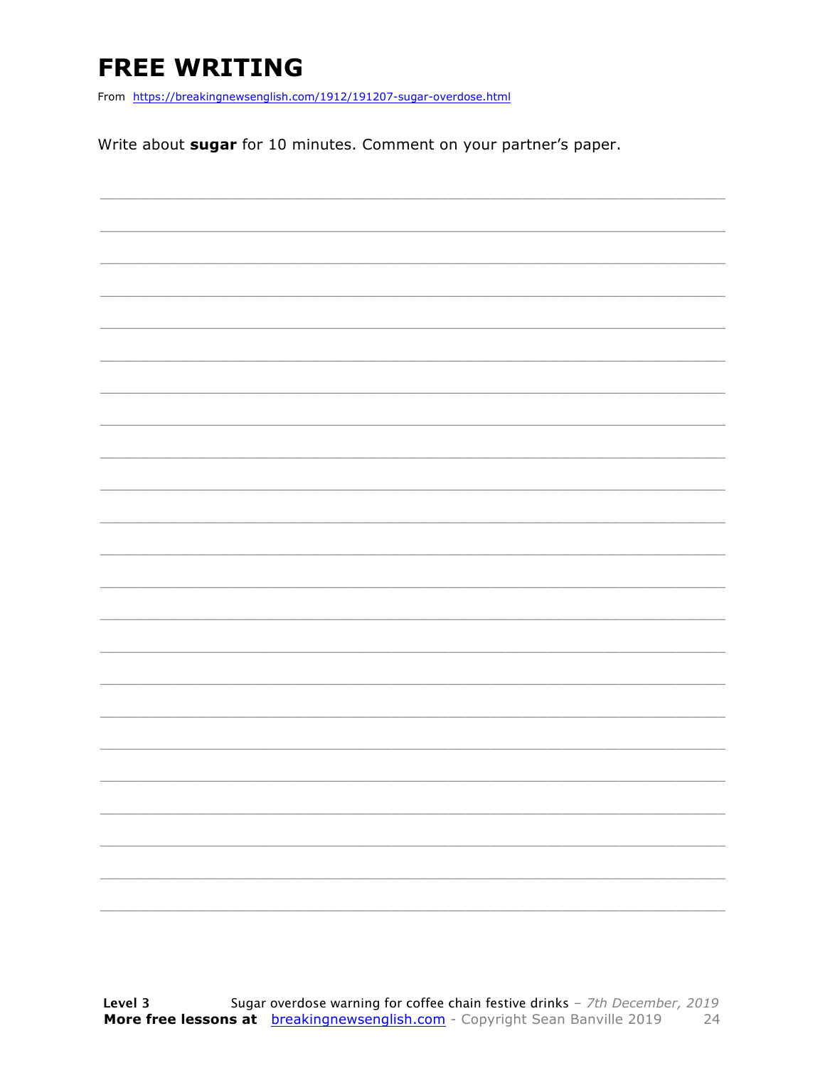# FREE WRITING

From https://breakingnewsenglish.com/1912/191207-sugar-overdose.html

Write about **sugar** for 10 minutes. Comment on your partner's paper.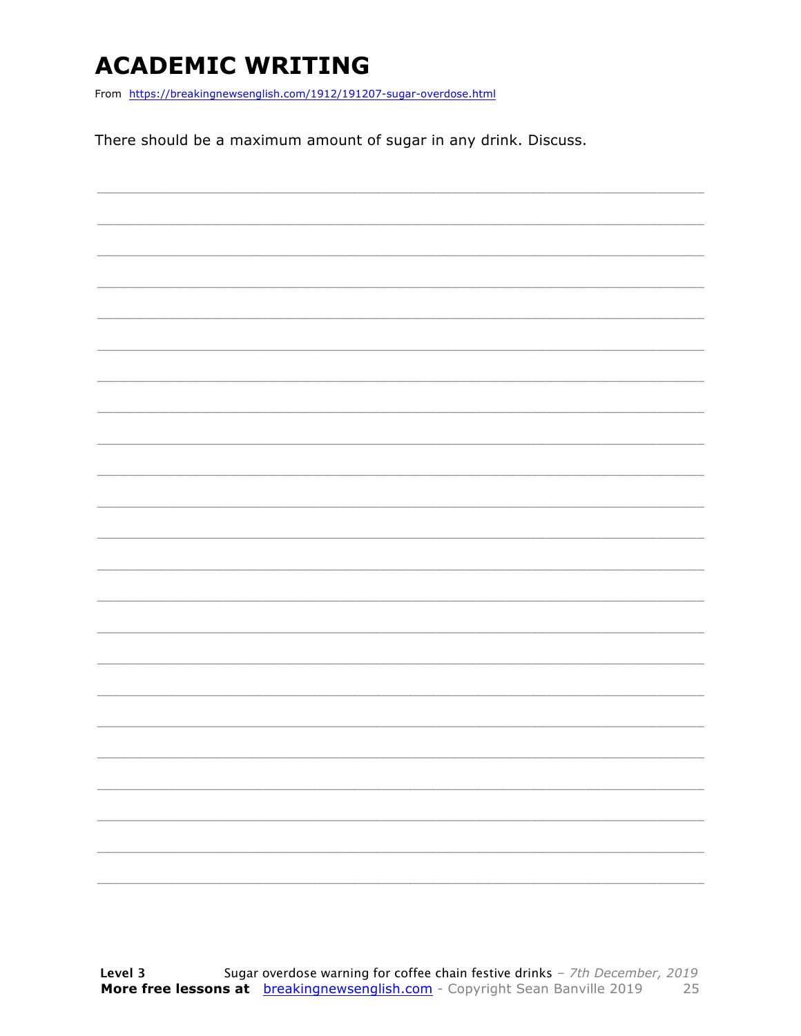# ACADEMIC WRITING

From https://breakingnewsenglish.com/1912/191207-sugar-overdose.html

There should be a maximum amount of sugar in any drink. Discuss.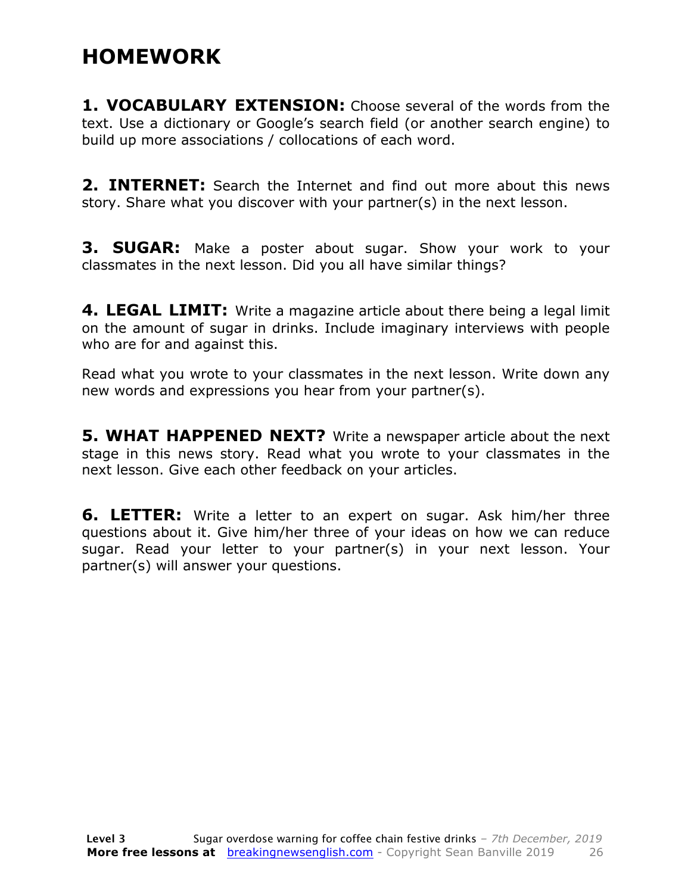# HOMEWORK

**1. VOCABULARY EXTENSION:** Choose several of the words from the text. Use a dictionary or Google's search field (or another search engine) to build up more associations / collocations of each word.

**2. INTERNET:** Search the Internet and find out more about this news story. Share what you discover with your partner(s) in the next lesson.

**3. SUGAR:** Make a poster about sugar. Show your work to your classmates in the next lesson. Did you all have similar things?

**4. LEGAL LIMIT:** Write a magazine article about there being a legal limit on the amount of sugar in drinks. Include imaginary interviews with people who are for and against this.

Read what you wrote to your classmates in the next lesson. Write down any new words and expressions you hear from your partner(s).

**5. WHAT HAPPENED NEXT?** Write a newspaper article about the next stage in this news story. Read what you wrote to your classmates in the next lesson. Give each other feedback on your articles.

**6. LETTER:** Write a letter to an expert on sugar. Ask him/her three questions about it. Give him/her three of your ideas on how we can reduce sugar. Read your letter to your partner(s) in your next lesson. Your partner(s) will answer your questions.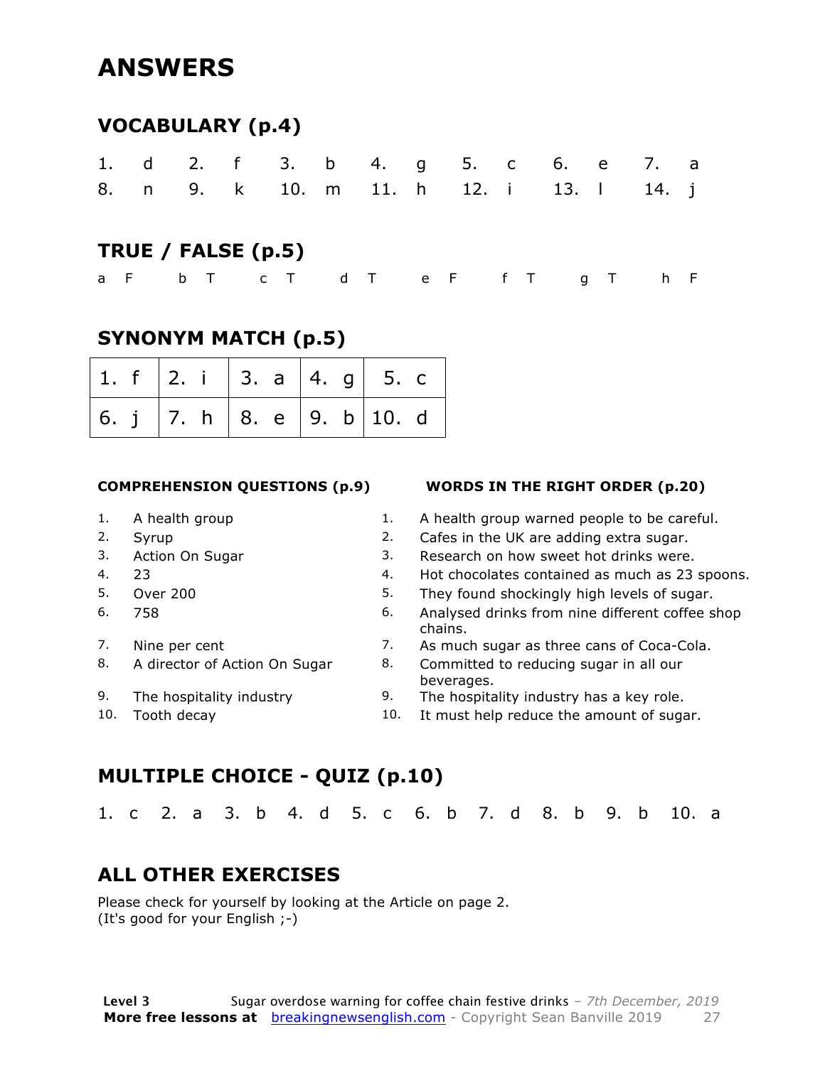# ANSWERS

## VOCABULARY (p.4)

1. d 2. f 3. b 4. g 5. c 6. e 7. a
8. n 9. k 10. m 11. h 12. i 13. l 14. j

## TRUE / FALSE (p.5)

a F b T c T d T e F f T g T h F

## SYNONYM MATCH (p.5)

| | | | | |
|---|---|---|---|---|
| 1. f | 2. i | 3. a | 4. g | 5. c |
| 6. j | 7. h | 8. e | 9. b | 10. d |

### COMPREHENSION QUESTIONS (p.9)

1. A health group
2. Syrup
3. Action On Sugar
4. 23
5. Over 200
6. 758
7. Nine per cent
8. A director of Action On Sugar
9. The hospitality industry
10. Tooth decay

### WORDS IN THE RIGHT ORDER (p.20)

1. A health group warned people to be careful.
2. Cafes in the UK are adding extra sugar.
3. Research on how sweet hot drinks were.
4. Hot chocolates contained as much as 23 spoons.
5. They found shockingly high levels of sugar.
6. Analysed drinks from nine different coffee shop chains.
7. As much sugar as three cans of Coca-Cola.
8. Committed to reducing sugar in all our beverages.
9. The hospitality industry has a key role.
10. It must help reduce the amount of sugar.

## MULTIPLE CHOICE - QUIZ (p.10)

1. c 2. a 3. b 4. d 5. c 6. b 7. d 8. b 9. b 10. a

## ALL OTHER EXERCISES

Please check for yourself by looking at the Article on page 2.
(It's good for your English ;-)